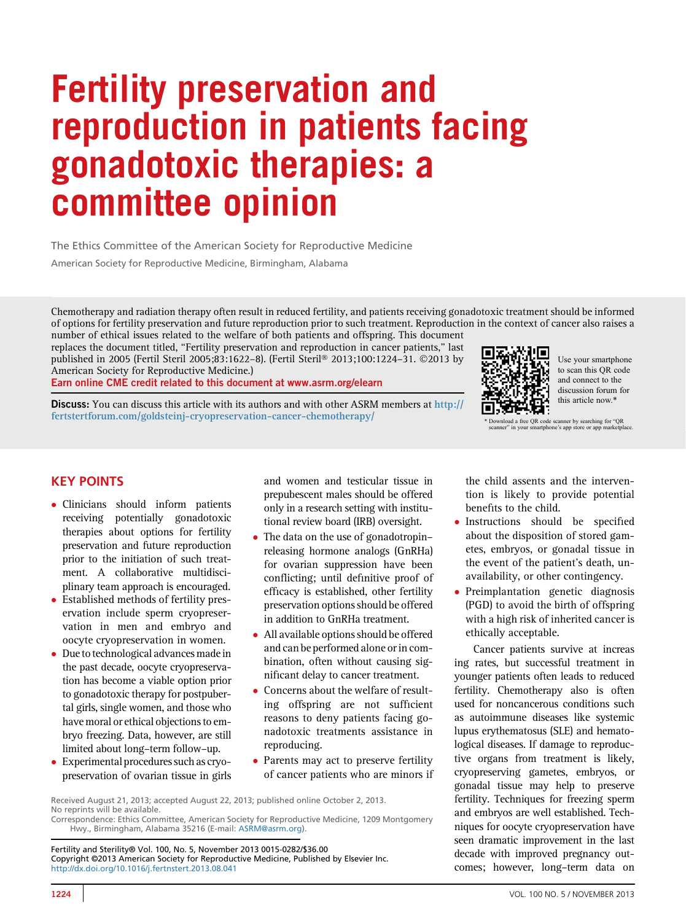# Fertility preservation and reproduction in patients facing gonadotoxic therapies: a committee opinion

The Ethics Committee of the American Society for Reproductive Medicine

American Society for Reproductive Medicine, Birmingham, Alabama

Chemotherapy and radiation therapy often result in reduced fertility, and patients receiving gonadotoxic treatment should be informed of options for fertility preservation and future reproduction prior to such treatment. Reproduction in the context of cancer also raises a number of ethical issues related to the welfare of both patients and offspring. This document replaces the document titled, "Fertility preservation and reproduction in cancer patients," last published in 2005 (Fertil Steril 2005;83:1622–8). (Fertil Steril® 2013;100:1224–31. ©2013 by American Society for Reproductive Medicine.)

**Earn online CME credit related to this document at www.asrm.org/elearn**

**Discuss:** You can discuss this article with its authors and with other ASRM members at http://fertstertforum.com/goldsteinj-cryopreservation-cancer-chemotherapy/

Use your smartphone to scan this QR code and connect to the discussion forum for this article now.*

\* Download a free QR code scanner by searching for "QR scanner" in your smartphone's app store or app marketplace.

## KEY POINTS

- Clinicians should inform patients receiving potentially gonadotoxic therapies about options for fertility preservation and future reproduction prior to the initiation of such treatment. A collaborative multidisciplinary team approach is encouraged.
- Established methods of fertility preservation include sperm cryopreservation in men and embryo and oocyte cryopreservation in women.
- Due to technological advances made in the past decade, oocyte cryopreservation has become a viable option prior to gonadotoxic therapy for postpubertal girls, single women, and those who have moral or ethical objections to embryo freezing. Data, however, are still limited about long-term follow-up.
- Experimental procedures such as cryopreservation of ovarian tissue in girls and women and testicular tissue in prepubescent males should be offered only in a research setting with institutional review board (IRB) oversight.
- The data on the use of gonadotropin–releasing hormone analogs (GnRHa) for ovarian suppression have been conflicting; until definitive proof of efficacy is established, other fertility preservation options should be offered in addition to GnRHa treatment.
- All available options should be offered and can be performed alone or in combination, often without causing significant delay to cancer treatment.
- Concerns about the welfare of resulting offspring are not sufficient reasons to deny patients facing gonadotoxic treatments assistance in reproducing.
- Parents may act to preserve fertility of cancer patients who are minors if the child assents and the intervention is likely to provide potential benefits to the child.
- Instructions should be specified about the disposition of stored gametes, embryos, or gonadal tissue in the event of the patient's death, unavailability, or other contingency.
- Preimplantation genetic diagnosis (PGD) to avoid the birth of offspring with a high risk of inherited cancer is ethically acceptable.

Cancer patients survive at increasing rates, but successful treatment in younger patients often leads to reduced fertility. Chemotherapy also is often used for noncancerous conditions such as autoimmune diseases like systemic lupus erythematosus (SLE) and hematological diseases. If damage to reproductive organs from treatment is likely, cryopreserving gametes, embryos, or gonadal tissue may help to preserve fertility. Techniques for freezing sperm and embryos are well established. Techniques for oocyte cryopreservation have seen dramatic improvement in the last decade with improved pregnancy outcomes; however, long-term data on

Received August 21, 2013; accepted August 22, 2013; published online October 2, 2013.
No reprints will be available.
Correspondence: Ethics Committee, American Society for Reproductive Medicine, 1209 Montgomery Hwy., Birmingham, Alabama 35216 (E-mail: ASRM@asrm.org).

Fertility and Sterility® Vol. 100, No. 5, November 2013 0015-0282/$36.00
Copyright ©2013 American Society for Reproductive Medicine, Published by Elsevier Inc.
http://dx.doi.org/10.1016/j.fertnstert.2013.08.041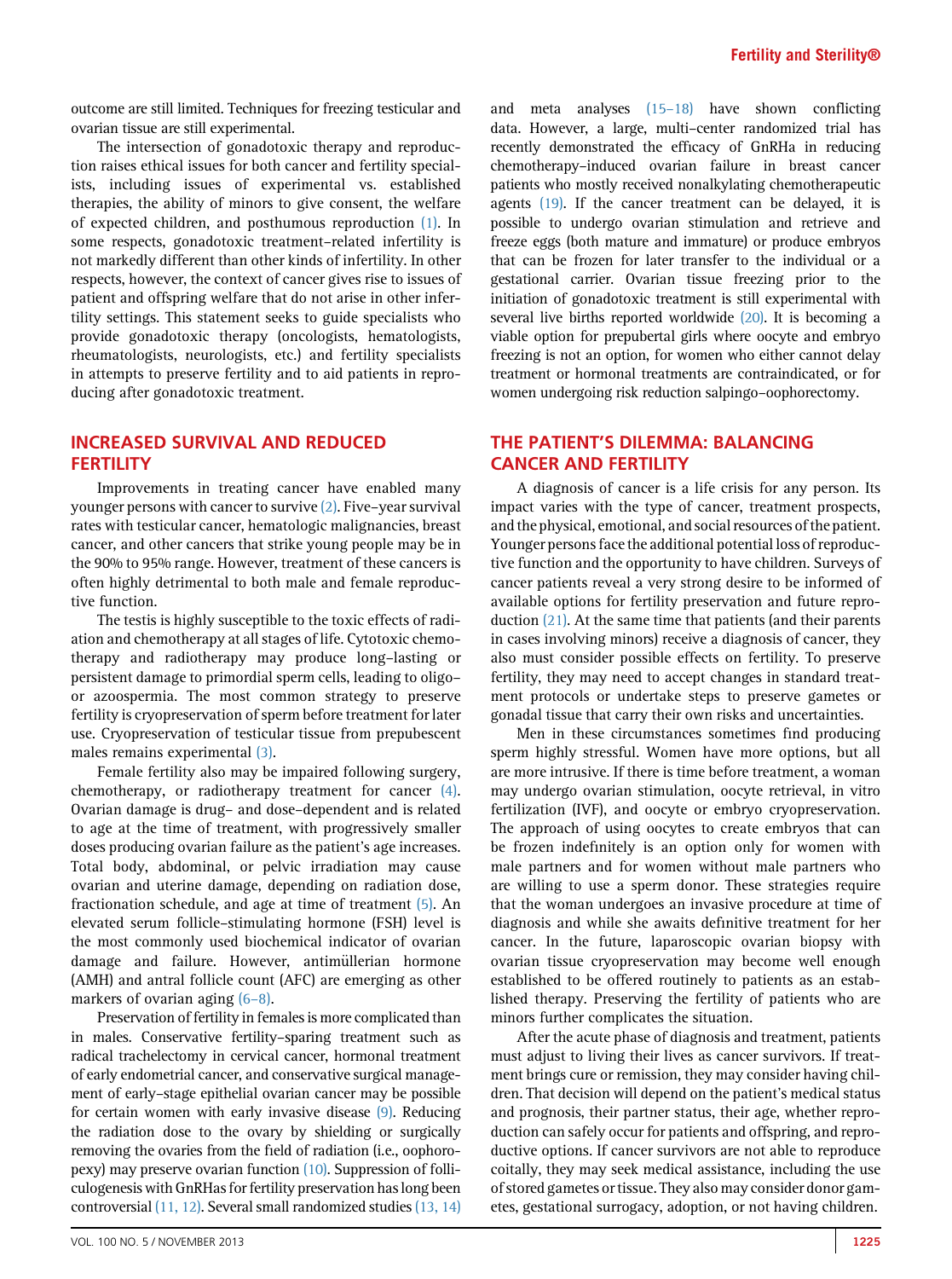outcome are still limited. Techniques for freezing testicular and ovarian tissue are still experimental.

The intersection of gonadotoxic therapy and reproduction raises ethical issues for both cancer and fertility specialists, including issues of experimental vs. established therapies, the ability of minors to give consent, the welfare of expected children, and posthumous reproduction (1). In some respects, gonadotoxic treatment–related infertility is not markedly different than other kinds of infertility. In other respects, however, the context of cancer gives rise to issues of patient and offspring welfare that do not arise in other infertility settings. This statement seeks to guide specialists who provide gonadotoxic therapy (oncologists, hematologists, rheumatologists, neurologists, etc.) and fertility specialists in attempts to preserve fertility and to aid patients in reproducing after gonadotoxic treatment.

## INCREASED SURVIVAL AND REDUCED FERTILITY

Improvements in treating cancer have enabled many younger persons with cancer to survive (2). Five–year survival rates with testicular cancer, hematologic malignancies, breast cancer, and other cancers that strike young people may be in the 90% to 95% range. However, treatment of these cancers is often highly detrimental to both male and female reproductive function.

The testis is highly susceptible to the toxic effects of radiation and chemotherapy at all stages of life. Cytotoxic chemotherapy and radiotherapy may produce long–lasting or persistent damage to primordial sperm cells, leading to oligo– or azoospermia. The most common strategy to preserve fertility is cryopreservation of sperm before treatment for later use. Cryopreservation of testicular tissue from prepubescent males remains experimental (3).

Female fertility also may be impaired following surgery, chemotherapy, or radiotherapy treatment for cancer (4). Ovarian damage is drug– and dose–dependent and is related to age at the time of treatment, with progressively smaller doses producing ovarian failure as the patient's age increases. Total body, abdominal, or pelvic irradiation may cause ovarian and uterine damage, depending on radiation dose, fractionation schedule, and age at time of treatment (5). An elevated serum follicle–stimulating hormone (FSH) level is the most commonly used biochemical indicator of ovarian damage and failure. However, antimüllerian hormone (AMH) and antral follicle count (AFC) are emerging as other markers of ovarian aging (6–8).

Preservation of fertility in females is more complicated than in males. Conservative fertility–sparing treatment such as radical trachelectomy in cervical cancer, hormonal treatment of early endometrial cancer, and conservative surgical management of early–stage epithelial ovarian cancer may be possible for certain women with early invasive disease (9). Reducing the radiation dose to the ovary by shielding or surgically removing the ovaries from the field of radiation (i.e., oophoropexy) may preserve ovarian function (10). Suppression of folliculogenesis with GnRHas for fertility preservation has long been controversial (11, 12). Several small randomized studies (13, 14) and meta analyses (15–18) have shown conflicting data. However, a large, multi–center randomized trial has recently demonstrated the efficacy of GnRHa in reducing chemotherapy–induced ovarian failure in breast cancer patients who mostly received nonalkylating chemotherapeutic agents (19). If the cancer treatment can be delayed, it is possible to undergo ovarian stimulation and retrieve and freeze eggs (both mature and immature) or produce embryos that can be frozen for later transfer to the individual or a gestational carrier. Ovarian tissue freezing prior to the initiation of gonadotoxic treatment is still experimental with several live births reported worldwide (20). It is becoming a viable option for prepubertal girls where oocyte and embryo freezing is not an option, for women who either cannot delay treatment or hormonal treatments are contraindicated, or for women undergoing risk reduction salpingo–oophorectomy.

## THE PATIENT'S DILEMMA: BALANCING CANCER AND FERTILITY

A diagnosis of cancer is a life crisis for any person. Its impact varies with the type of cancer, treatment prospects, and the physical, emotional, and social resources of the patient. Younger persons face the additional potential loss of reproductive function and the opportunity to have children. Surveys of cancer patients reveal a very strong desire to be informed of available options for fertility preservation and future reproduction (21). At the same time that patients (and their parents in cases involving minors) receive a diagnosis of cancer, they also must consider possible effects on fertility. To preserve fertility, they may need to accept changes in standard treatment protocols or undertake steps to preserve gametes or gonadal tissue that carry their own risks and uncertainties.

Men in these circumstances sometimes find producing sperm highly stressful. Women have more options, but all are more intrusive. If there is time before treatment, a woman may undergo ovarian stimulation, oocyte retrieval, in vitro fertilization (IVF), and oocyte or embryo cryopreservation. The approach of using oocytes to create embryos that can be frozen indefinitely is an option only for women with male partners and for women without male partners who are willing to use a sperm donor. These strategies require that the woman undergoes an invasive procedure at time of diagnosis and while she awaits definitive treatment for her cancer. In the future, laparoscopic ovarian biopsy with ovarian tissue cryopreservation may become well enough established to be offered routinely to patients as an established therapy. Preserving the fertility of patients who are minors further complicates the situation.

After the acute phase of diagnosis and treatment, patients must adjust to living their lives as cancer survivors. If treatment brings cure or remission, they may consider having children. That decision will depend on the patient's medical status and prognosis, their partner status, their age, whether reproduction can safely occur for patients and offspring, and reproductive options. If cancer survivors are not able to reproduce coitally, they may seek medical assistance, including the use of stored gametes or tissue. They also may consider donor gametes, gestational surrogacy, adoption, or not having children.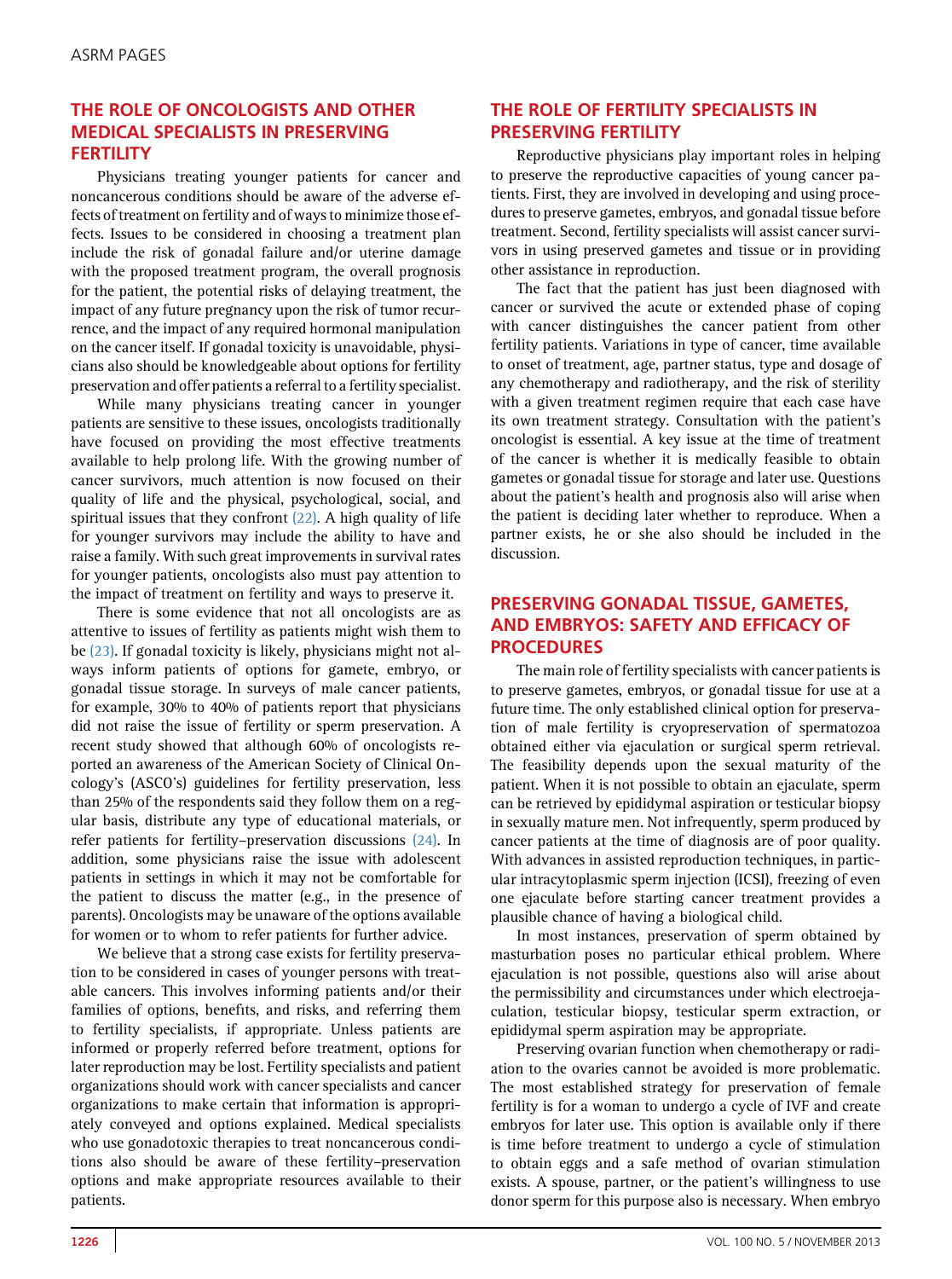## THE ROLE OF ONCOLOGISTS AND OTHER MEDICAL SPECIALISTS IN PRESERVING FERTILITY

Physicians treating younger patients for cancer and noncancerous conditions should be aware of the adverse effects of treatment on fertility and of ways to minimize those effects. Issues to be considered in choosing a treatment plan include the risk of gonadal failure and/or uterine damage with the proposed treatment program, the overall prognosis for the patient, the potential risks of delaying treatment, the impact of any future pregnancy upon the risk of tumor recurrence, and the impact of any required hormonal manipulation on the cancer itself. If gonadal toxicity is unavoidable, physicians also should be knowledgeable about options for fertility preservation and offer patients a referral to a fertility specialist.

While many physicians treating cancer in younger patients are sensitive to these issues, oncologists traditionally have focused on providing the most effective treatments available to help prolong life. With the growing number of cancer survivors, much attention is now focused on their quality of life and the physical, psychological, social, and spiritual issues that they confront (22). A high quality of life for younger survivors may include the ability to have and raise a family. With such great improvements in survival rates for younger patients, oncologists also must pay attention to the impact of treatment on fertility and ways to preserve it.

There is some evidence that not all oncologists are as attentive to issues of fertility as patients might wish them to be (23). If gonadal toxicity is likely, physicians might not always inform patients of options for gamete, embryo, or gonadal tissue storage. In surveys of male cancer patients, for example, 30% to 40% of patients report that physicians did not raise the issue of fertility or sperm preservation. A recent study showed that although 60% of oncologists reported an awareness of the American Society of Clinical Oncology's (ASCO's) guidelines for fertility preservation, less than 25% of the respondents said they follow them on a regular basis, distribute any type of educational materials, or refer patients for fertility–preservation discussions (24). In addition, some physicians raise the issue with adolescent patients in settings in which it may not be comfortable for the patient to discuss the matter (e.g., in the presence of parents). Oncologists may be unaware of the options available for women or to whom to refer patients for further advice.

We believe that a strong case exists for fertility preservation to be considered in cases of younger persons with treatable cancers. This involves informing patients and/or their families of options, benefits, and risks, and referring them to fertility specialists, if appropriate. Unless patients are informed or properly referred before treatment, options for later reproduction may be lost. Fertility specialists and patient organizations should work with cancer specialists and cancer organizations to make certain that information is appropriately conveyed and options explained. Medical specialists who use gonadotoxic therapies to treat noncancerous conditions also should be aware of these fertility–preservation options and make appropriate resources available to their patients.

## THE ROLE OF FERTILITY SPECIALISTS IN PRESERVING FERTILITY

Reproductive physicians play important roles in helping to preserve the reproductive capacities of young cancer patients. First, they are involved in developing and using procedures to preserve gametes, embryos, and gonadal tissue before treatment. Second, fertility specialists will assist cancer survivors in using preserved gametes and tissue or in providing other assistance in reproduction.

The fact that the patient has just been diagnosed with cancer or survived the acute or extended phase of coping with cancer distinguishes the cancer patient from other fertility patients. Variations in type of cancer, time available to onset of treatment, age, partner status, type and dosage of any chemotherapy and radiotherapy, and the risk of sterility with a given treatment regimen require that each case have its own treatment strategy. Consultation with the patient's oncologist is essential. A key issue at the time of treatment of the cancer is whether it is medically feasible to obtain gametes or gonadal tissue for storage and later use. Questions about the patient's health and prognosis also will arise when the patient is deciding later whether to reproduce. When a partner exists, he or she also should be included in the discussion.

## PRESERVING GONADAL TISSUE, GAMETES, AND EMBRYOS: SAFETY AND EFFICACY OF PROCEDURES

The main role of fertility specialists with cancer patients is to preserve gametes, embryos, or gonadal tissue for use at a future time. The only established clinical option for preservation of male fertility is cryopreservation of spermatozoa obtained either via ejaculation or surgical sperm retrieval. The feasibility depends upon the sexual maturity of the patient. When it is not possible to obtain an ejaculate, sperm can be retrieved by epididymal aspiration or testicular biopsy in sexually mature men. Not infrequently, sperm produced by cancer patients at the time of diagnosis are of poor quality. With advances in assisted reproduction techniques, in particular intracytoplasmic sperm injection (ICSI), freezing of even one ejaculate before starting cancer treatment provides a plausible chance of having a biological child.

In most instances, preservation of sperm obtained by masturbation poses no particular ethical problem. Where ejaculation is not possible, questions also will arise about the permissibility and circumstances under which electroejaculation, testicular biopsy, testicular sperm extraction, or epididymal sperm aspiration may be appropriate.

Preserving ovarian function when chemotherapy or radiation to the ovaries cannot be avoided is more problematic. The most established strategy for preservation of female fertility is for a woman to undergo a cycle of IVF and create embryos for later use. This option is available only if there is time before treatment to undergo a cycle of stimulation to obtain eggs and a safe method of ovarian stimulation exists. A spouse, partner, or the patient's willingness to use donor sperm for this purpose also is necessary. When embryo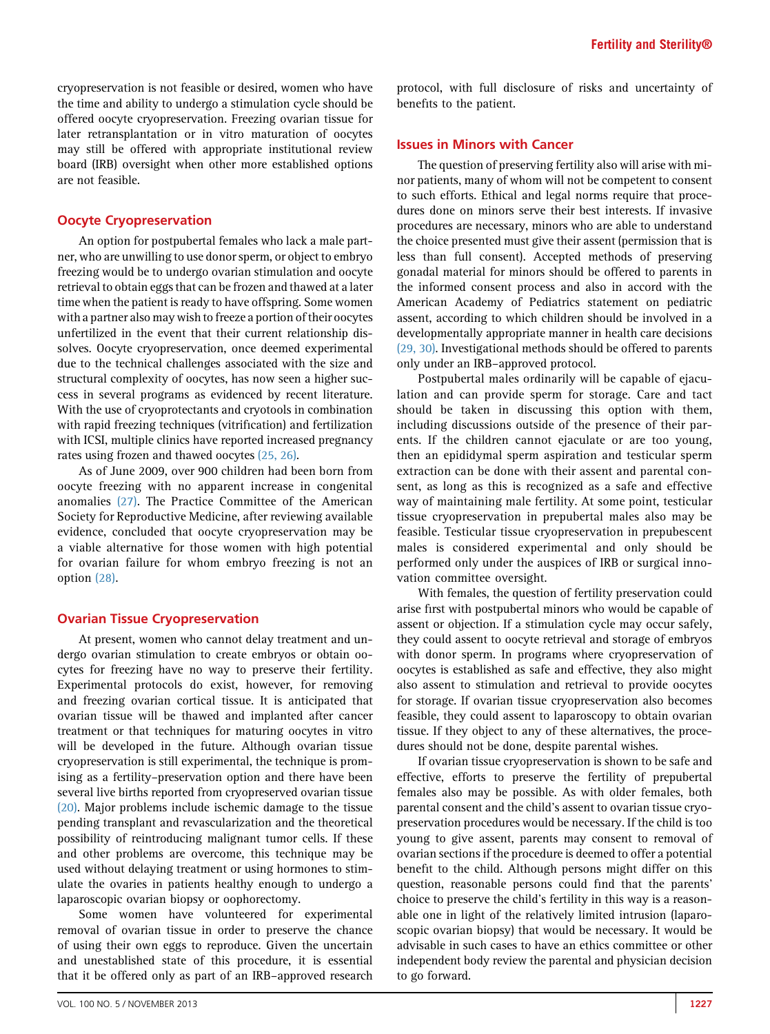cryopreservation is not feasible or desired, women who have the time and ability to undergo a stimulation cycle should be offered oocyte cryopreservation. Freezing ovarian tissue for later retransplantation or in vitro maturation of oocytes may still be offered with appropriate institutional review board (IRB) oversight when other more established options are not feasible.

## Oocyte Cryopreservation

An option for postpubertal females who lack a male partner, who are unwilling to use donor sperm, or object to embryo freezing would be to undergo ovarian stimulation and oocyte retrieval to obtain eggs that can be frozen and thawed at a later time when the patient is ready to have offspring. Some women with a partner also may wish to freeze a portion of their oocytes unfertilized in the event that their current relationship dissolves. Oocyte cryopreservation, once deemed experimental due to the technical challenges associated with the size and structural complexity of oocytes, has now seen a higher success in several programs as evidenced by recent literature. With the use of cryoprotectants and cryotools in combination with rapid freezing techniques (vitrification) and fertilization with ICSI, multiple clinics have reported increased pregnancy rates using frozen and thawed oocytes (25, 26).

As of June 2009, over 900 children had been born from oocyte freezing with no apparent increase in congenital anomalies (27). The Practice Committee of the American Society for Reproductive Medicine, after reviewing available evidence, concluded that oocyte cryopreservation may be a viable alternative for those women with high potential for ovarian failure for whom embryo freezing is not an option (28).

## Ovarian Tissue Cryopreservation

At present, women who cannot delay treatment and undergo ovarian stimulation to create embryos or obtain oocytes for freezing have no way to preserve their fertility. Experimental protocols do exist, however, for removing and freezing ovarian cortical tissue. It is anticipated that ovarian tissue will be thawed and implanted after cancer treatment or that techniques for maturing oocytes in vitro will be developed in the future. Although ovarian tissue cryopreservation is still experimental, the technique is promising as a fertility–preservation option and there have been several live births reported from cryopreserved ovarian tissue (20). Major problems include ischemic damage to the tissue pending transplant and revascularization and the theoretical possibility of reintroducing malignant tumor cells. If these and other problems are overcome, this technique may be used without delaying treatment or using hormones to stimulate the ovaries in patients healthy enough to undergo a laparoscopic ovarian biopsy or oophorectomy.

Some women have volunteered for experimental removal of ovarian tissue in order to preserve the chance of using their own eggs to reproduce. Given the uncertain and unestablished state of this procedure, it is essential that it be offered only as part of an IRB–approved research protocol, with full disclosure of risks and uncertainty of benefits to the patient.

## Issues in Minors with Cancer

The question of preserving fertility also will arise with minor patients, many of whom will not be competent to consent to such efforts. Ethical and legal norms require that procedures done on minors serve their best interests. If invasive procedures are necessary, minors who are able to understand the choice presented must give their assent (permission that is less than full consent). Accepted methods of preserving gonadal material for minors should be offered to parents in the informed consent process and also in accord with the American Academy of Pediatrics statement on pediatric assent, according to which children should be involved in a developmentally appropriate manner in health care decisions (29, 30). Investigational methods should be offered to parents only under an IRB–approved protocol.

Postpubertal males ordinarily will be capable of ejaculation and can provide sperm for storage. Care and tact should be taken in discussing this option with them, including discussions outside of the presence of their parents. If the children cannot ejaculate or are too young, then an epididymal sperm aspiration and testicular sperm extraction can be done with their assent and parental consent, as long as this is recognized as a safe and effective way of maintaining male fertility. At some point, testicular tissue cryopreservation in prepubertal males also may be feasible. Testicular tissue cryopreservation in prepubescent males is considered experimental and only should be performed only under the auspices of IRB or surgical innovation committee oversight.

With females, the question of fertility preservation could arise first with postpubertal minors who would be capable of assent or objection. If a stimulation cycle may occur safely, they could assent to oocyte retrieval and storage of embryos with donor sperm. In programs where cryopreservation of oocytes is established as safe and effective, they also might also assent to stimulation and retrieval to provide oocytes for storage. If ovarian tissue cryopreservation also becomes feasible, they could assent to laparoscopy to obtain ovarian tissue. If they object to any of these alternatives, the procedures should not be done, despite parental wishes.

If ovarian tissue cryopreservation is shown to be safe and effective, efforts to preserve the fertility of prepubertal females also may be possible. As with older females, both parental consent and the child's assent to ovarian tissue cryopreservation procedures would be necessary. If the child is too young to give assent, parents may consent to removal of ovarian sections if the procedure is deemed to offer a potential benefit to the child. Although persons might differ on this question, reasonable persons could find that the parents' choice to preserve the child's fertility in this way is a reasonable one in light of the relatively limited intrusion (laparoscopic ovarian biopsy) that would be necessary. It would be advisable in such cases to have an ethics committee or other independent body review the parental and physician decision to go forward.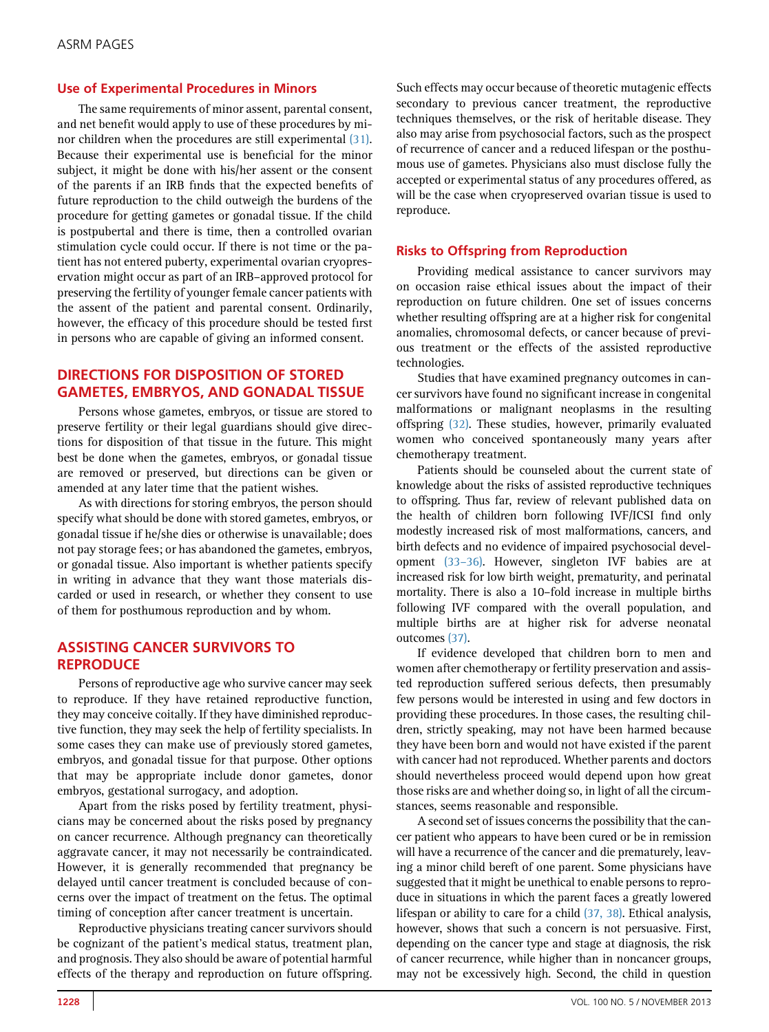### Use of Experimental Procedures in Minors

The same requirements of minor assent, parental consent, and net benefit would apply to use of these procedures by minor children when the procedures are still experimental (31). Because their experimental use is beneficial for the minor subject, it might be done with his/her assent or the consent of the parents if an IRB finds that the expected benefits of future reproduction to the child outweigh the burdens of the procedure for getting gametes or gonadal tissue. If the child is postpubertal and there is time, then a controlled ovarian stimulation cycle could occur. If there is not time or the patient has not entered puberty, experimental ovarian cryopreservation might occur as part of an IRB–approved protocol for preserving the fertility of younger female cancer patients with the assent of the patient and parental consent. Ordinarily, however, the efficacy of this procedure should be tested first in persons who are capable of giving an informed consent.

## DIRECTIONS FOR DISPOSITION OF STORED GAMETES, EMBRYOS, AND GONADAL TISSUE

Persons whose gametes, embryos, or tissue are stored to preserve fertility or their legal guardians should give directions for disposition of that tissue in the future. This might best be done when the gametes, embryos, or gonadal tissue are removed or preserved, but directions can be given or amended at any later time that the patient wishes.

As with directions for storing embryos, the person should specify what should be done with stored gametes, embryos, or gonadal tissue if he/she dies or otherwise is unavailable; does not pay storage fees; or has abandoned the gametes, embryos, or gonadal tissue. Also important is whether patients specify in writing in advance that they want those materials discarded or used in research, or whether they consent to use of them for posthumous reproduction and by whom.

## ASSISTING CANCER SURVIVORS TO REPRODUCE

Persons of reproductive age who survive cancer may seek to reproduce. If they have retained reproductive function, they may conceive coitally. If they have diminished reproductive function, they may seek the help of fertility specialists. In some cases they can make use of previously stored gametes, embryos, and gonadal tissue for that purpose. Other options that may be appropriate include donor gametes, donor embryos, gestational surrogacy, and adoption.

Apart from the risks posed by fertility treatment, physicians may be concerned about the risks posed by pregnancy on cancer recurrence. Although pregnancy can theoretically aggravate cancer, it may not necessarily be contraindicated. However, it is generally recommended that pregnancy be delayed until cancer treatment is concluded because of concerns over the impact of treatment on the fetus. The optimal timing of conception after cancer treatment is uncertain.

Reproductive physicians treating cancer survivors should be cognizant of the patient's medical status, treatment plan, and prognosis. They also should be aware of potential harmful effects of the therapy and reproduction on future offspring. Such effects may occur because of theoretic mutagenic effects secondary to previous cancer treatment, the reproductive techniques themselves, or the risk of heritable disease. They also may arise from psychosocial factors, such as the prospect of recurrence of cancer and a reduced lifespan or the posthumous use of gametes. Physicians also must disclose fully the accepted or experimental status of any procedures offered, as will be the case when cryopreserved ovarian tissue is used to reproduce.

### Risks to Offspring from Reproduction

Providing medical assistance to cancer survivors may on occasion raise ethical issues about the impact of their reproduction on future children. One set of issues concerns whether resulting offspring are at a higher risk for congenital anomalies, chromosomal defects, or cancer because of previous treatment or the effects of the assisted reproductive technologies.

Studies that have examined pregnancy outcomes in cancer survivors have found no significant increase in congenital malformations or malignant neoplasms in the resulting offspring (32). These studies, however, primarily evaluated women who conceived spontaneously many years after chemotherapy treatment.

Patients should be counseled about the current state of knowledge about the risks of assisted reproductive techniques to offspring. Thus far, review of relevant published data on the health of children born following IVF/ICSI find only modestly increased risk of most malformations, cancers, and birth defects and no evidence of impaired psychosocial development (33–36). However, singleton IVF babies are at increased risk for low birth weight, prematurity, and perinatal mortality. There is also a 10-fold increase in multiple births following IVF compared with the overall population, and multiple births are at higher risk for adverse neonatal outcomes (37).

If evidence developed that children born to men and women after chemotherapy or fertility preservation and assisted reproduction suffered serious defects, then presumably few persons would be interested in using and few doctors in providing these procedures. In those cases, the resulting children, strictly speaking, may not have been harmed because they have been born and would not have existed if the parent with cancer had not reproduced. Whether parents and doctors should nevertheless proceed would depend upon how great those risks are and whether doing so, in light of all the circumstances, seems reasonable and responsible.

A second set of issues concerns the possibility that the cancer patient who appears to have been cured or be in remission will have a recurrence of the cancer and die prematurely, leaving a minor child bereft of one parent. Some physicians have suggested that it might be unethical to enable persons to reproduce in situations in which the parent faces a greatly lowered lifespan or ability to care for a child (37, 38). Ethical analysis, however, shows that such a concern is not persuasive. First, depending on the cancer type and stage at diagnosis, the risk of cancer recurrence, while higher than in noncancer groups, may not be excessively high. Second, the child in question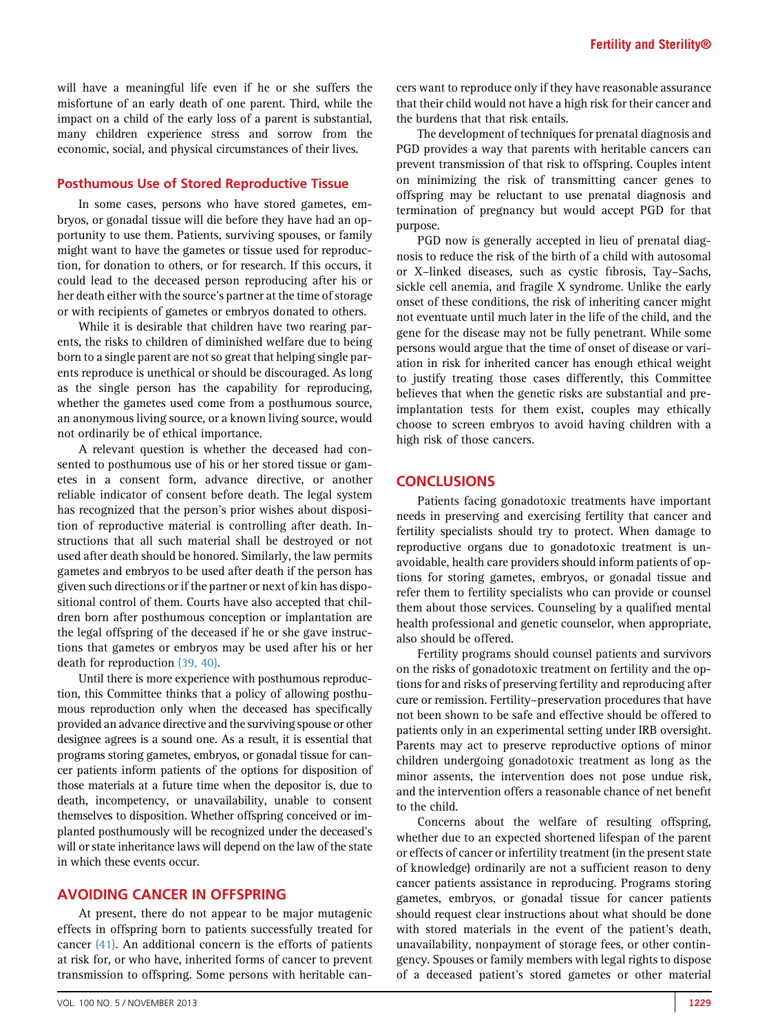will have a meaningful life even if he or she suffers the misfortune of an early death of one parent. Third, while the impact on a child of the early loss of a parent is substantial, many children experience stress and sorrow from the economic, social, and physical circumstances of their lives.

### Posthumous Use of Stored Reproductive Tissue

In some cases, persons who have stored gametes, embryos, or gonadal tissue will die before they have had an opportunity to use them. Patients, surviving spouses, or family might want to have the gametes or tissue used for reproduction, for donation to others, or for research. If this occurs, it could lead to the deceased person reproducing after his or her death either with the source's partner at the time of storage or with recipients of gametes or embryos donated to others.

While it is desirable that children have two rearing parents, the risks to children of diminished welfare due to being born to a single parent are not so great that helping single parents reproduce is unethical or should be discouraged. As long as the single person has the capability for reproducing, whether the gametes used come from a posthumous source, an anonymous living source, or a known living source, would not ordinarily be of ethical importance.

A relevant question is whether the deceased had consented to posthumous use of his or her stored tissue or gametes in a consent form, advance directive, or another reliable indicator of consent before death. The legal system has recognized that the person's prior wishes about disposition of reproductive material is controlling after death. Instructions that all such material shall be destroyed or not used after death should be honored. Similarly, the law permits gametes and embryos to be used after death if the person has given such directions or if the partner or next of kin has dispositional control of them. Courts have also accepted that children born after posthumous conception or implantation are the legal offspring of the deceased if he or she gave instructions that gametes or embryos may be used after his or her death for reproduction (39, 40).

Until there is more experience with posthumous reproduction, this Committee thinks that a policy of allowing posthumous reproduction only when the deceased has specifically provided an advance directive and the surviving spouse or other designee agrees is a sound one. As a result, it is essential that programs storing gametes, embryos, or gonadal tissue for cancer patients inform patients of the options for disposition of those materials at a future time when the depositor is, due to death, incompetency, or unavailability, unable to consent themselves to disposition. Whether offspring conceived or implanted posthumously will be recognized under the deceased's will or state inheritance laws will depend on the law of the state in which these events occur.

## AVOIDING CANCER IN OFFSPRING

At present, there do not appear to be major mutagenic effects in offspring born to patients successfully treated for cancer (41). An additional concern is the efforts of patients at risk for, or who have, inherited forms of cancer to prevent transmission to offspring. Some persons with heritable cancers want to reproduce only if they have reasonable assurance that their child would not have a high risk for their cancer and the burdens that that risk entails.

The development of techniques for prenatal diagnosis and PGD provides a way that parents with heritable cancers can prevent transmission of that risk to offspring. Couples intent on minimizing the risk of transmitting cancer genes to offspring may be reluctant to use prenatal diagnosis and termination of pregnancy but would accept PGD for that purpose.

PGD now is generally accepted in lieu of prenatal diagnosis to reduce the risk of the birth of a child with autosomal or X-linked diseases, such as cystic fibrosis, Tay–Sachs, sickle cell anemia, and fragile X syndrome. Unlike the early onset of these conditions, the risk of inheriting cancer might not eventuate until much later in the life of the child, and the gene for the disease may not be fully penetrant. While some persons would argue that the time of onset of disease or variation in risk for inherited cancer has enough ethical weight to justify treating those cases differently, this Committee believes that when the genetic risks are substantial and preimplantation tests for them exist, couples may ethically choose to screen embryos to avoid having children with a high risk of those cancers.

## CONCLUSIONS

Patients facing gonadotoxic treatments have important needs in preserving and exercising fertility that cancer and fertility specialists should try to protect. When damage to reproductive organs due to gonadotoxic treatment is unavoidable, health care providers should inform patients of options for storing gametes, embryos, or gonadal tissue and refer them to fertility specialists who can provide or counsel them about those services. Counseling by a qualified mental health professional and genetic counselor, when appropriate, also should be offered.

Fertility programs should counsel patients and survivors on the risks of gonadotoxic treatment on fertility and the options for and risks of preserving fertility and reproducing after cure or remission. Fertility-preservation procedures that have not been shown to be safe and effective should be offered to patients only in an experimental setting under IRB oversight. Parents may act to preserve reproductive options of minor children undergoing gonadotoxic treatment as long as the minor assents, the intervention does not pose undue risk, and the intervention offers a reasonable chance of net benefit to the child.

Concerns about the welfare of resulting offspring, whether due to an expected shortened lifespan of the parent or effects of cancer or infertility treatment (in the present state of knowledge) ordinarily are not a sufficient reason to deny cancer patients assistance in reproducing. Programs storing gametes, embryos, or gonadal tissue for cancer patients should request clear instructions about what should be done with stored materials in the event of the patient's death, unavailability, nonpayment of storage fees, or other contingency. Spouses or family members with legal rights to dispose of a deceased patient's stored gametes or other material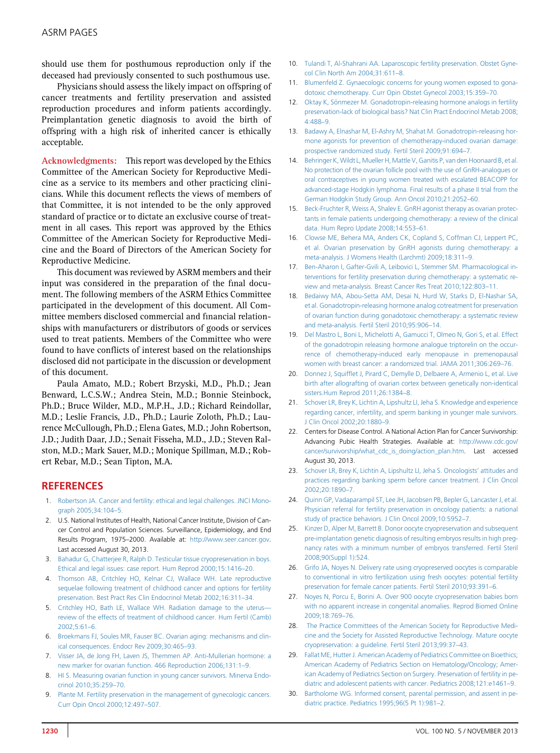should use them for posthumous reproduction only if the deceased had previously consented to such posthumous use.

Physicians should assess the likely impact on offspring of cancer treatments and fertility preservation and assisted reproduction procedures and inform patients accordingly. Preimplantation genetic diagnosis to avoid the birth of offspring with a high risk of inherited cancer is ethically acceptable.

**Acknowledgments:** This report was developed by the Ethics Committee of the American Society for Reproductive Medicine as a service to its members and other practicing clinicians. While this document reflects the views of members of that Committee, it is not intended to be the only approved standard of practice or to dictate an exclusive course of treatment in all cases. This report was approved by the Ethics Committee of the American Society for Reproductive Medicine and the Board of Directors of the American Society for Reproductive Medicine.

This document was reviewed by ASRM members and their input was considered in the preparation of the final document. The following members of the ASRM Ethics Committee participated in the development of this document. All Committee members disclosed commercial and financial relationships with manufacturers or distributors of goods or services used to treat patients. Members of the Committee who were found to have conflicts of interest based on the relationships disclosed did not participate in the discussion or development of this document.

Paula Amato, M.D.; Robert Brzyski, M.D., Ph.D.; Jean Benward, L.C.S.W.; Andrea Stein, M.D.; Bonnie Steinbock, Ph.D.; Bruce Wilder, M.D., M.P.H., J.D.; Richard Reindollar, M.D.; Leslie Francis, J.D., Ph.D.; Laurie Zoloth, Ph.D.; Laurence McCullough, Ph.D.; Elena Gates, M.D.; John Robertson, J.D.; Judith Daar, J.D.; Senait Fisseha, M.D., J.D.; Steven Ralston, M.D.; Mark Sauer, M.D.; Monique Spillman, M.D.; Robert Rebar, M.D.; Sean Tipton, M.A.

## REFERENCES

1. Robertson JA. Cancer and fertility: ethical and legal challenges. JNCI Monograph 2005;34:104–5.
2. U.S. National Institutes of Health, National Cancer Institute, Division of Cancer Control and Population Sciences. Surveillance, Epidemiology, and End Results Program, 1975–2000. Available at: http://www.seer.cancer.gov. Last accessed August 30, 2013.
3. Bahadur G, Chatterjee R, Ralph D. Testicular tissue cryopreservation in boys. Ethical and legal issues: case report. Hum Reprod 2000;15:1416–20.
4. Thomson AB, Critchley HO, Kelnar CJ, Wallace WH. Late reproductive sequelae following treatment of childhood cancer and options for fertility preservation. Best Pract Res Clin Endocrinol Metab 2002;16:311–34.
5. Critchley HO, Bath LE, Wallace WH. Radiation damage to the uterus—review of the effects of treatment of childhood cancer. Hum Fertil (Camb) 2002;5:61–6.
6. Broekmans FJ, Soules MR, Fauser BC. Ovarian aging: mechanisms and clinical consequences. Endocr Rev 2009;30:465–93.
7. Visser JA, de Jong FH, Laven JS, Themmen AP. Anti-Mullerian hormone: a new marker for ovarian function. 466 Reproduction 2006;131:1–9.
8. HI S. Measuring ovarian function in young cancer survivors. Minerva Endocrinol 2010;35:259–70.
9. Plante M. Fertility preservation in the management of gynecologic cancers. Curr Opin Oncol 2000;12:497–507.
10. Tulandi T, Al-Shahrani AA. Laparoscopic fertility preservation. Obstet Gynecol Clin North Am 2004;31:611–8.
11. Blumenfeld Z. Gynaecologic concerns for young women exposed to gonadotoxic chemotherapy. Curr Opin Obstet Gynecol 2003;15:359–70.
12. Oktay K, Sönmezer M. Gonadotropin-releasing hormone analogs in fertility preservation-lack of biological basis? Nat Clin Pract Endocrinol Metab 2008;4:488–9.
13. Badawy A, Elnashar M, El-Ashry M, Shahat M. Gonadotropin-releasing hormone agonists for prevention of chemotherapy-induced ovarian damage: prospective randomized study. Fertil Steril 2009;91:694–7.
14. Behringer K, Wildt L, Mueller H, Mattle V, Ganitis P, van den Hoonaard B, et al. No protection of the ovarian follicle pool with the use of GnRH-analogues or oral contraceptives in young women treated with escalated BEACOPP for advanced-stage Hodgkin lymphoma. Final results of a phase II trial from the German Hodgkin Study Group. Ann Oncol 2010;21:2052–60.
15. Beck-Fruchter R, Weiss A, Shalev E. GnRH agonist therapy as ovarian protectants in female patients undergoing chemotherapy: a review of the clinical data. Hum Repro Update 2008;14:553–61.
16. Clowse ME, Behera MA, Anders CK, Copland S, Coffman CJ, Leppert PC, et al. Ovarian preservation by GnRH agonists during chemotherapy: a meta-analysis. J Womens Health (Larchmt) 2009;18:311–9.
17. Ben-Aharon I, Gafter-Gvili A, Leibovici L, Stemmer SM. Pharmacological interventions for fertility preservation during chemotherapy: a systematic review and meta-analysis. Breast Cancer Res Treat 2010;122:803–11.
18. Bedaiwy MA, Abou-Setta AM, Desai N, Hurd W, Starks D, El-Nashar SA, et al. Gonadotropin-releasing hormone analog cotreatment for preservation of ovarian function during gonadotoxic chemotherapy: a systematic review and meta-analysis. Fertil Steril 2010;95:906–14.
19. Del Mastro L, Boni L, Michelotti A, Gamucci T, Olmeo N, Gori S, et al. Effect of the gonadotropin releasing hormone analogue triptorelin on the occurrence of chemotherapy-induced early menopause in premenopausal women with breast cancer: a randomized trial. JAMA 2011;306:269–76.
20. Donnez J, Squifflet J, Pirard C, Demylle D, Delbaere A, Armenio L, et al. Live birth after allografting of ovarian cortex between genetically non-identical sisters.Hum Reprod 2011;26:1384–8.
21. Schover LR, Brey K, Lichtin A, Lipshultz LI, Jeha S. Knowledge and experience regarding cancer, infertility, and sperm banking in younger male survivors. J Clin Oncol 2002;20:1880–9.
22. Centers for Disease Control. A National Action Plan for Cancer Survivorship: Advancing Pubic Health Strategies. Available at: http://www.cdc.gov/cancer/survivorship/what_cdc_is_doing/action_plan.htm. Last accessed August 30, 2013.
23. Schover LR, Brey K, Lichtin A, Lipshultz LI, Jeha S. Oncologists' attitudes and practices regarding banking sperm before cancer treatment. J Clin Oncol 2002;20:1890–7.
24. Quinn GP, Vadaparampil ST, Lee JH, Jacobsen PB, Bepler G, Lancaster J, et al. Physician referral for fertility preservation in oncology patients: a national study of practice behaviors. J Clin Oncol 2009;10:5952–7.
25. Kinzer D, Alper M, Barrett B. Donor oocyte cryopreservation and subsequent pre-implantation genetic diagnosis of resulting embryos results in high pregnancy rates with a minimum number of embryos transferred. Fertil Steril 2008;90(Suppl 1):524.
26. Grifo JA, Noyes N. Delivery rate using cryopreserved oocytes is comparable to conventional in vitro fertilization using fresh oocytes: potential fertility preservation for female cancer patients. Fertil Steril 2010;93:391–6.
27. Noyes N, Porcu E, Borini A. Over 900 oocyte cryopreservation babies born with no apparent increase in congenital anomalies. Reprod Biomed Online 2009;18:769–76.
28. The Practice Committees of the American Society for Reproductive Medicine and the Society for Assisted Reproductive Technology. Mature oocyte cryopreservation: a guideline. Fertil Steril 2013;99:37–43.
29. Fallat ME, Hutter J. American Academy of Pediatrics Committee on Bioethics; American Academy of Pediatrics Section on Hematology/Oncology; American Academy of Pediatrics Section on Surgery. Preservation of fertility in pediatric and adolescent patients with cancer. Pediatrics 2008;121:e1461–9.
30. Bartholome WG. Informed consent, parental permission, and assent in pediatric practice. Pediatrics 1995;96(5 Pt 1):981–2.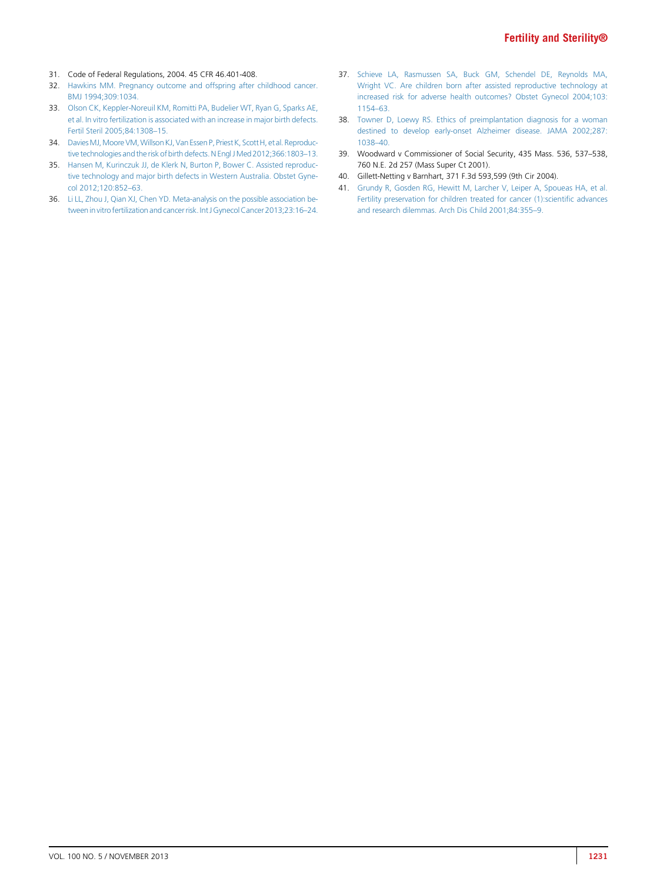31. Code of Federal Regulations, 2004. 45 CFR 46.401-408.
32. Hawkins MM. Pregnancy outcome and offspring after childhood cancer. BMJ 1994;309:1034.
33. Olson CK, Keppler-Noreuil KM, Romitti PA, Budelier WT, Ryan G, Sparks AE, et al. In vitro fertilization is associated with an increase in major birth defects. Fertil Steril 2005;84:1308–15.
34. Davies MJ, Moore VM, Willson KJ, Van Essen P, Priest K, Scott H, et al. Reproductive technologies and the risk of birth defects. N Engl J Med 2012;366:1803–13.
35. Hansen M, Kurinczuk JJ, de Klerk N, Burton P, Bower C. Assisted reproductive technology and major birth defects in Western Australia. Obstet Gynecol 2012;120:852–63.
36. Li LL, Zhou J, Qian XJ, Chen YD. Meta-analysis on the possible association between in vitro fertilization and cancer risk. Int J Gynecol Cancer 2013;23:16–24.
37. Schieve LA, Rasmussen SA, Buck GM, Schendel DE, Reynolds MA, Wright VC. Are children born after assisted reproductive technology at increased risk for adverse health outcomes? Obstet Gynecol 2004;103:1154–63.
38. Towner D, Loewy RS. Ethics of preimplantation diagnosis for a woman destined to develop early-onset Alzheimer disease. JAMA 2002;287:1038–40.
39. Woodward v Commissioner of Social Security, 435 Mass. 536, 537–538, 760 N.E. 2d 257 (Mass Super Ct 2001).
40. Gillett-Netting v Barnhart, 371 F.3d 593,599 (9th Cir 2004).
41. Grundy R, Gosden RG, Hewitt M, Larcher V, Leiper A, Spoueas HA, et al. Fertility preservation for children treated for cancer (1):scientific advances and research dilemmas. Arch Dis Child 2001;84:355–9.